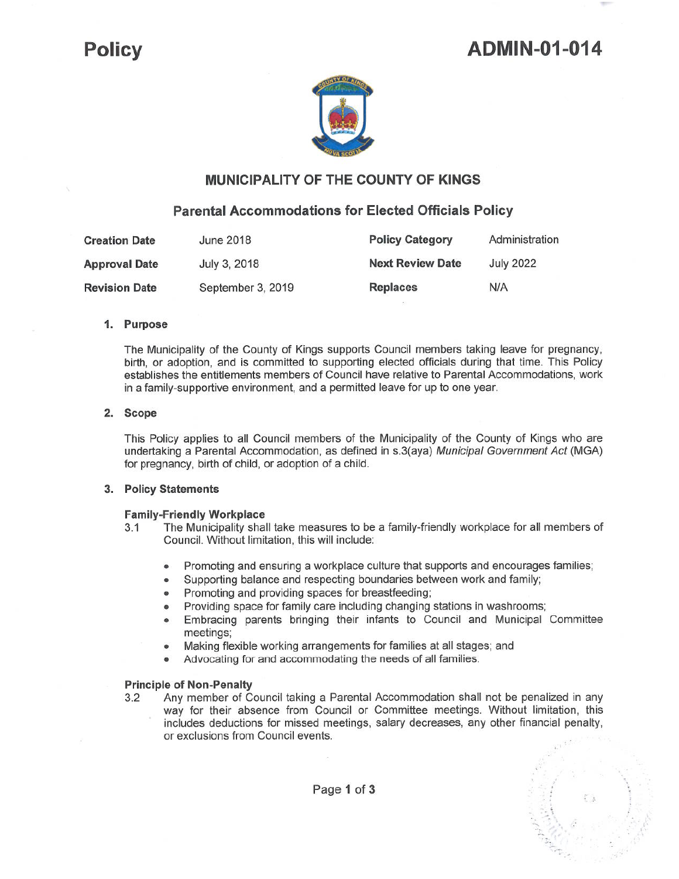**Policy** **ADMIN-01-014**

# MUNICIPALITY OF THE COUNTY OF KINGS

## Parental Accommodations for Elected Officials Policy

| **Creation Date** | June 2018 | **Policy Category** | Administration |
|---|---|---|---|
| **Approval Date** | July 3, 2018 | **Next Review Date** | July 2022 |
| **Revision Date** | September 3, 2019 | **Replaces** | N/A |

### 1. Purpose

The Municipality of the County of Kings supports Council members taking leave for pregnancy, birth, or adoption, and is committed to supporting elected officials during that time. This Policy establishes the entitlements members of Council have relative to Parental Accommodations, work in a family-supportive environment, and a permitted leave for up to one year.

### 2. Scope

This Policy applies to all Council members of the Municipality of the County of Kings who are undertaking a Parental Accommodation, as defined in s.3(aya) *Municipal Government Act* (MGA) for pregnancy, birth of child, or adoption of a child.

### 3. Policy Statements

**Family-Friendly Workplace**

3.1 The Municipality shall take measures to be a family-friendly workplace for all members of Council. Without limitation, this will include:

- Promoting and ensuring a workplace culture that supports and encourages families;
- Supporting balance and respecting boundaries between work and family;
- Promoting and providing spaces for breastfeeding;
- Providing space for family care including changing stations in washrooms;
- Embracing parents bringing their infants to Council and Municipal Committee meetings;
- Making flexible working arrangements for families at all stages; and
- Advocating for and accommodating the needs of all families.

**Principle of Non-Penalty**

3.2 Any member of Council taking a Parental Accommodation shall not be penalized in any way for their absence from Council or Committee meetings. Without limitation, this includes deductions for missed meetings, salary decreases, any other financial penalty, or exclusions from Council events.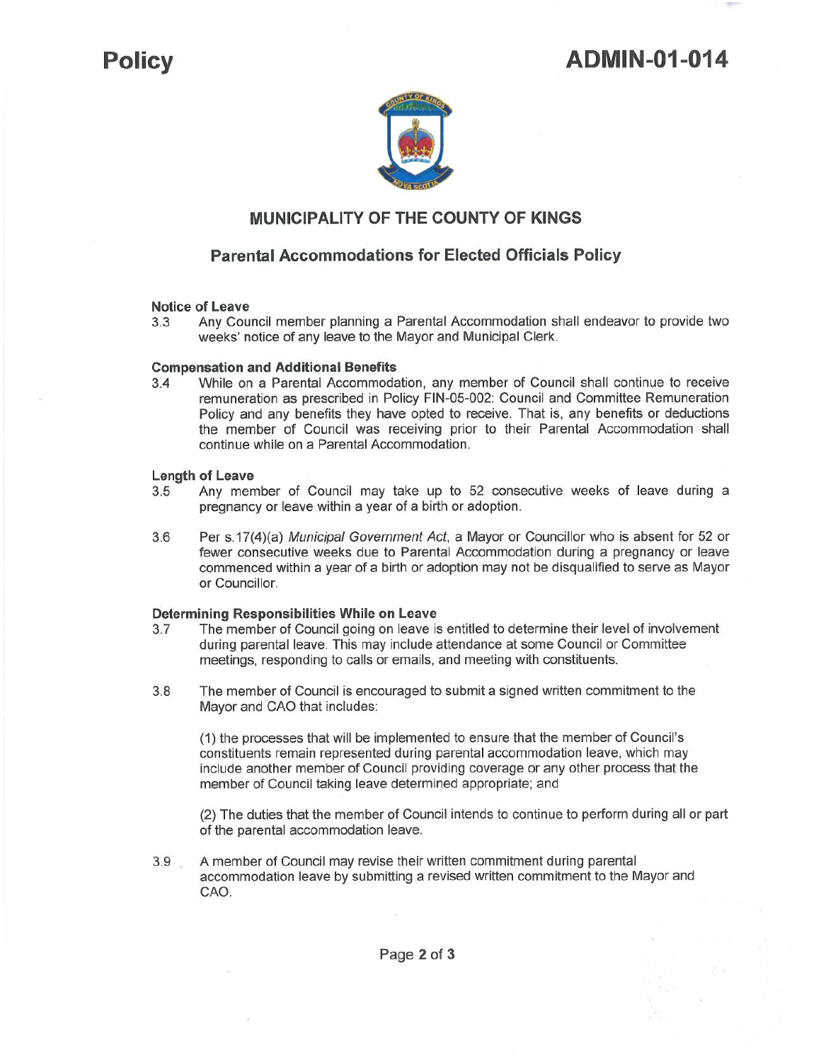**Policy** **ADMIN-01-014**

## MUNICIPALITY OF THE COUNTY OF KINGS

### Parental Accommodations for Elected Officials Policy

**Notice of Leave**

3.3 Any Council member planning a Parental Accommodation shall endeavor to provide two weeks' notice of any leave to the Mayor and Municipal Clerk.

**Compensation and Additional Benefits**

3.4 While on a Parental Accommodation, any member of Council shall continue to receive remuneration as prescribed in Policy FIN-05-002: Council and Committee Remuneration Policy and any benefits they have opted to receive. That is, any benefits or deductions the member of Council was receiving prior to their Parental Accommodation shall continue while on a Parental Accommodation.

**Length of Leave**

3.5 Any member of Council may take up to 52 consecutive weeks of leave during a pregnancy or leave within a year of a birth or adoption.

3.6 Per s.17(4)(a) *Municipal Government Act*, a Mayor or Councillor who is absent for 52 or fewer consecutive weeks due to Parental Accommodation during a pregnancy or leave commenced within a year of a birth or adoption may not be disqualified to serve as Mayor or Councillor.

**Determining Responsibilities While on Leave**

3.7 The member of Council going on leave is entitled to determine their level of involvement during parental leave. This may include attendance at some Council or Committee meetings, responding to calls or emails, and meeting with constituents.

3.8 The member of Council is encouraged to submit a signed written commitment to the Mayor and CAO that includes:

(1) the processes that will be implemented to ensure that the member of Council's constituents remain represented during parental accommodation leave, which may include another member of Council providing coverage or any other process that the member of Council taking leave determined appropriate; and

(2) The duties that the member of Council intends to continue to perform during all or part of the parental accommodation leave.

3.9 A member of Council may revise their written commitment during parental accommodation leave by submitting a revised written commitment to the Mayor and CAO.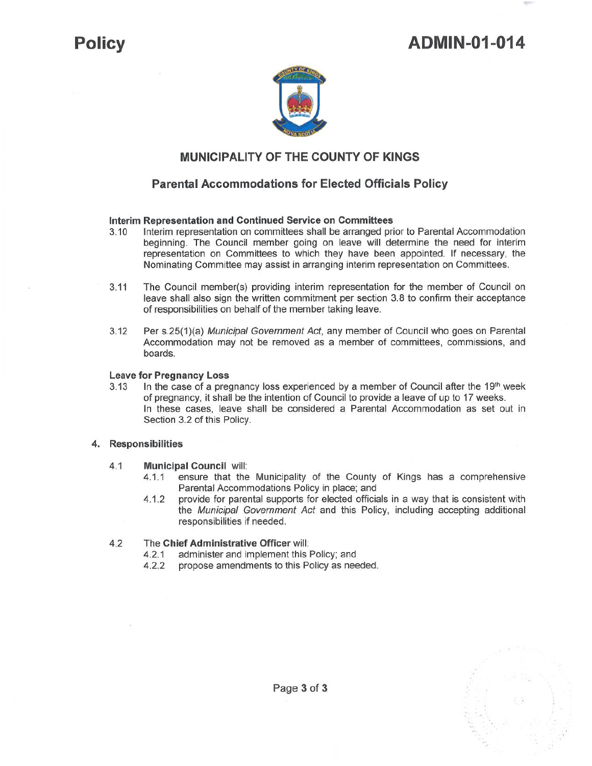# MUNICIPALITY OF THE COUNTY OF KINGS

## Parental Accommodations for Elected Officials Policy

**Interim Representation and Continued Service on Committees**

3.10 Interim representation on committees shall be arranged prior to Parental Accommodation beginning. The Council member going on leave will determine the need for interim representation on Committees to which they have been appointed. If necessary, the Nominating Committee may assist in arranging interim representation on Committees.

3.11 The Council member(s) providing interim representation for the member of Council on leave shall also sign the written commitment per section 3.8 to confirm their acceptance of responsibilities on behalf of the member taking leave.

3.12 Per s.25(1)(a) *Municipal Government Act*, any member of Council who goes on Parental Accommodation may not be removed as a member of committees, commissions, and boards.

**Leave for Pregnancy Loss**

3.13 In the case of a pregnancy loss experienced by a member of Council after the 19th week of pregnancy, it shall be the intention of Council to provide a leave of up to 17 weeks. In these cases, leave shall be considered a Parental Accommodation as set out in Section 3.2 of this Policy.

**4. Responsibilities**

4.1 **Municipal Council** will:

- 4.1.1 ensure that the Municipality of the County of Kings has a comprehensive Parental Accommodations Policy in place; and
- 4.1.2 provide for parental supports for elected officials in a way that is consistent with the *Municipal Government Act* and this Policy, including accepting additional responsibilities if needed.

4.2 The **Chief Administrative Officer** will:

- 4.2.1 administer and implement this Policy; and
- 4.2.2 propose amendments to this Policy as needed.